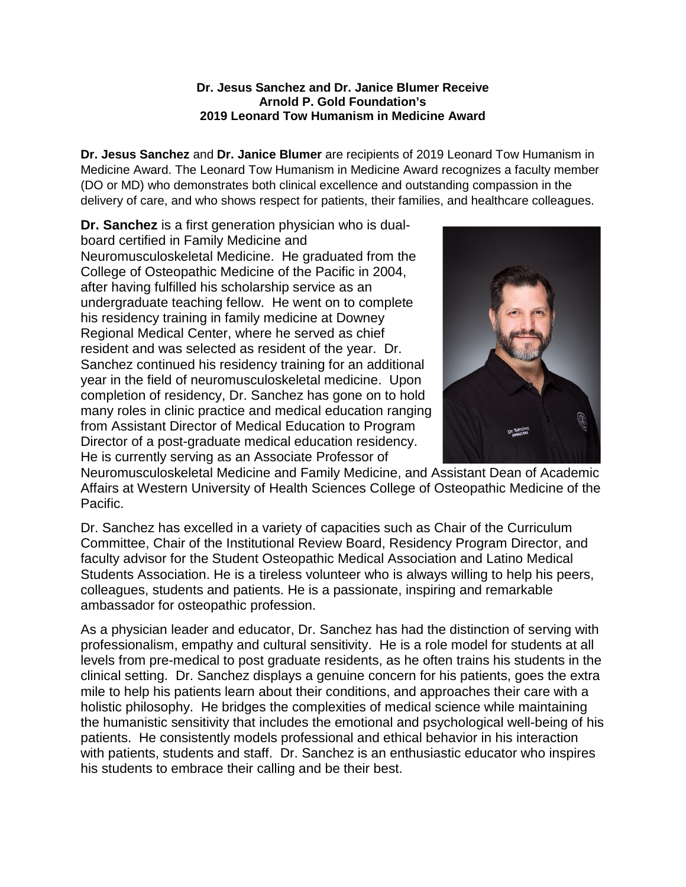**Dr. Jesus Sanchez and Dr. Janice Blumer Receive Arnold P. Gold Foundation's 2019 Leonard Tow Humanism in Medicine Award**

**Dr. Jesus Sanchez** and **Dr. Janice Blumer** are recipients of 2019 Leonard Tow Humanism in Medicine Award. The Leonard Tow Humanism in Medicine Award recognizes a faculty member (DO or MD) who demonstrates both clinical excellence and outstanding compassion in the delivery of care, and who shows respect for patients, their families, and healthcare colleagues.

**Dr. Sanchez** is a first generation physician who is dual-board certified in Family Medicine and Neuromusculoskeletal Medicine. He graduated from the College of Osteopathic Medicine of the Pacific in 2004, after having fulfilled his scholarship service as an undergraduate teaching fellow. He went on to complete his residency training in family medicine at Downey Regional Medical Center, where he served as chief resident and was selected as resident of the year. Dr. Sanchez continued his residency training for an additional year in the field of neuromusculoskeletal medicine. Upon completion of residency, Dr. Sanchez has gone on to hold many roles in clinic practice and medical education ranging from Assistant Director of Medical Education to Program Director of a post-graduate medical education residency. He is currently serving as an Associate Professor of Neuromusculoskeletal Medicine and Family Medicine, and Assistant Dean of Academic Affairs at Western University of Health Sciences College of Osteopathic Medicine of the Pacific.

Dr. Sanchez has excelled in a variety of capacities such as Chair of the Curriculum Committee, Chair of the Institutional Review Board, Residency Program Director, and faculty advisor for the Student Osteopathic Medical Association and Latino Medical Students Association. He is a tireless volunteer who is always willing to help his peers, colleagues, students and patients. He is a passionate, inspiring and remarkable ambassador for osteopathic profession.

As a physician leader and educator, Dr. Sanchez has had the distinction of serving with professionalism, empathy and cultural sensitivity. He is a role model for students at all levels from pre-medical to post graduate residents, as he often trains his students in the clinical setting. Dr. Sanchez displays a genuine concern for his patients, goes the extra mile to help his patients learn about their conditions, and approaches their care with a holistic philosophy. He bridges the complexities of medical science while maintaining the humanistic sensitivity that includes the emotional and psychological well-being of his patients. He consistently models professional and ethical behavior in his interaction with patients, students and staff. Dr. Sanchez is an enthusiastic educator who inspires his students to embrace their calling and be their best.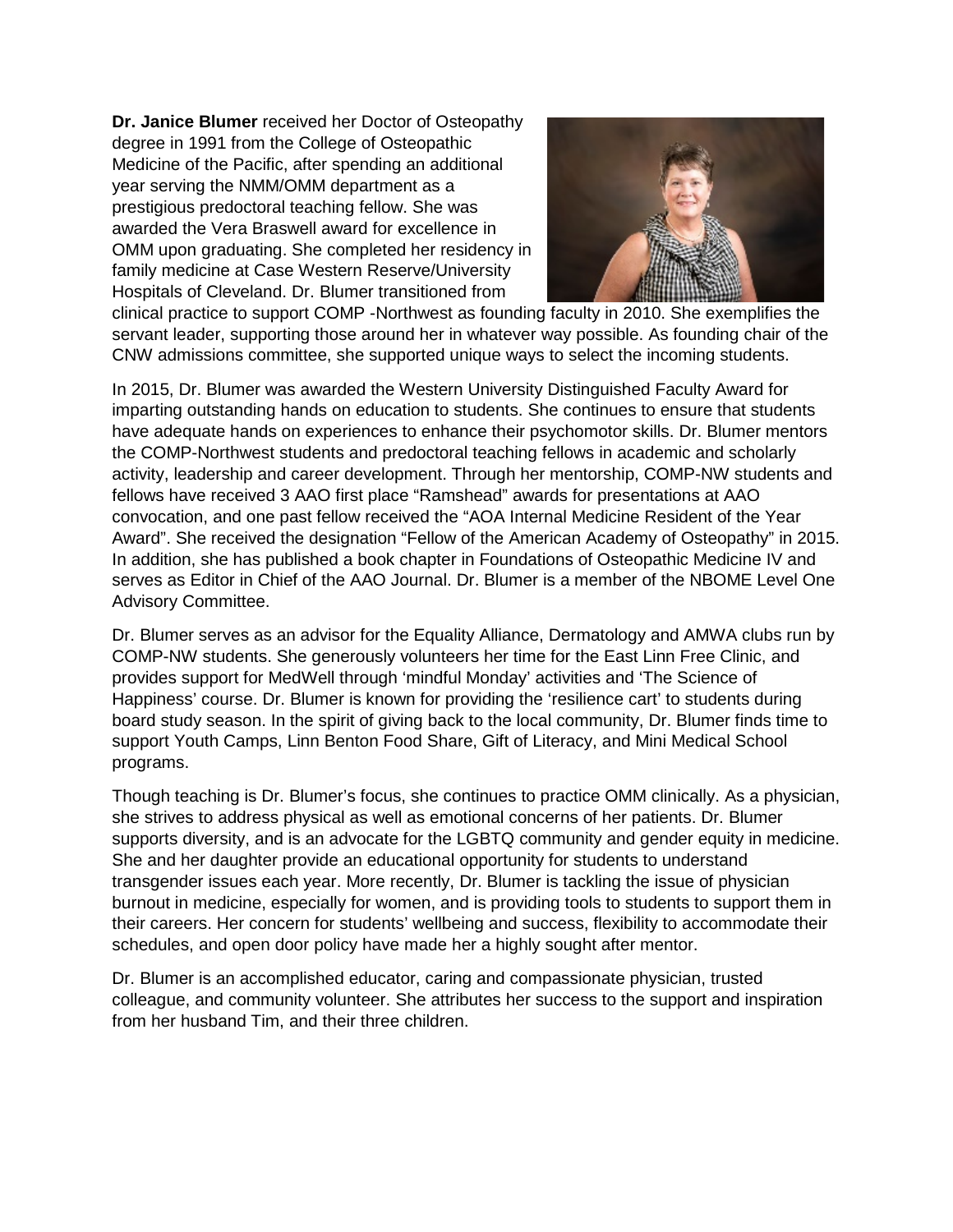**Dr. Janice Blumer** received her Doctor of Osteopathy degree in 1991 from the College of Osteopathic Medicine of the Pacific, after spending an additional year serving the NMM/OMM department as a prestigious predoctoral teaching fellow. She was awarded the Vera Braswell award for excellence in OMM upon graduating. She completed her residency in family medicine at Case Western Reserve/University Hospitals of Cleveland. Dr. Blumer transitioned from clinical practice to support COMP -Northwest as founding faculty in 2010. She exemplifies the servant leader, supporting those around her in whatever way possible. As founding chair of the CNW admissions committee, she supported unique ways to select the incoming students.

In 2015, Dr. Blumer was awarded the Western University Distinguished Faculty Award for imparting outstanding hands on education to students. She continues to ensure that students have adequate hands on experiences to enhance their psychomotor skills. Dr. Blumer mentors the COMP-Northwest students and predoctoral teaching fellows in academic and scholarly activity, leadership and career development. Through her mentorship, COMP-NW students and fellows have received 3 AAO first place "Ramshead" awards for presentations at AAO convocation, and one past fellow received the "AOA Internal Medicine Resident of the Year Award". She received the designation "Fellow of the American Academy of Osteopathy" in 2015. In addition, she has published a book chapter in Foundations of Osteopathic Medicine IV and serves as Editor in Chief of the AAO Journal. Dr. Blumer is a member of the NBOME Level One Advisory Committee.

Dr. Blumer serves as an advisor for the Equality Alliance, Dermatology and AMWA clubs run by COMP-NW students. She generously volunteers her time for the East Linn Free Clinic, and provides support for MedWell through 'mindful Monday' activities and 'The Science of Happiness' course. Dr. Blumer is known for providing the 'resilience cart' to students during board study season. In the spirit of giving back to the local community, Dr. Blumer finds time to support Youth Camps, Linn Benton Food Share, Gift of Literacy, and Mini Medical School programs.

Though teaching is Dr. Blumer's focus, she continues to practice OMM clinically. As a physician, she strives to address physical as well as emotional concerns of her patients. Dr. Blumer supports diversity, and is an advocate for the LGBTQ community and gender equity in medicine. She and her daughter provide an educational opportunity for students to understand transgender issues each year. More recently, Dr. Blumer is tackling the issue of physician burnout in medicine, especially for women, and is providing tools to students to support them in their careers. Her concern for students' wellbeing and success, flexibility to accommodate their schedules, and open door policy have made her a highly sought after mentor.

Dr. Blumer is an accomplished educator, caring and compassionate physician, trusted colleague, and community volunteer. She attributes her success to the support and inspiration from her husband Tim, and their three children.